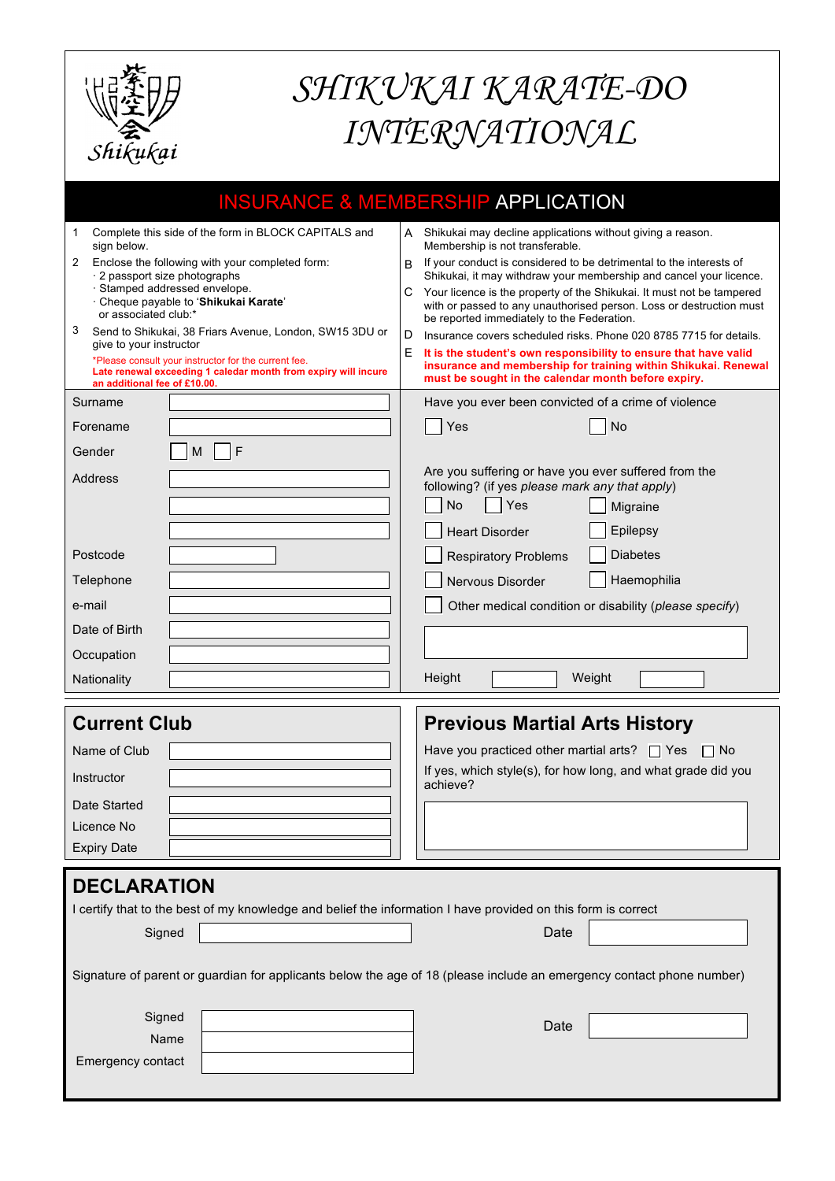Shikukai

# SHIKUKAI KARATE-DO INTERNATIONAL

## INSURANCE & MEMBERSHIP APPLICATION

1. Complete this side of the form in BLOCK CAPITALS and sign below.
2. Enclose the following with your completed form:
   - 2 passport size photographs
   - Stamped addressed envelope.
   - Cheque payable to '**Shikukai Karate**' or associated club:*
3. Send to Shikukai, 38 Friars Avenue, London, SW15 3DU or give to your instructor

*Please consult your instructor for the current fee.
**Late renewal exceeding 1 caledar month from expiry will incure an additional fee of £10.00.**

A. Shikukai may decline applications without giving a reason. Membership is not transferable.

B. If your conduct is considered to be detrimental to the interests of Shikukai, it may withdraw your membership and cancel your licence.

C. Your licence is the property of the Shikukai. It must not be tampered with or passed to any unauthorised person. Loss or destruction must be reported immediately to the Federation.

D. Insurance covers scheduled risks. Phone 020 8785 7715 for details.

E. **It is the student's own responsibility to ensure that have valid insurance and membership for training within Shikukai. Renewal must be sought in the calendar month before expiry.**

Surname

Forename

Gender ☐ M ☐ F

Address

Postcode

Telephone

e-mail

Date of Birth

Occupation

Nationality

Have you ever been convicted of a crime of violence

☐ Yes ☐ No

Are you suffering or have you ever suffered from the following? (if yes *please mark any that apply*)

☐ No ☐ Yes ☐ Migraine

☐ Heart Disorder ☐ Epilepsy

☐ Respiratory Problems ☐ Diabetes

☐ Nervous Disorder ☐ Haemophilia

☐ Other medical condition or disability (*please specify*)

Height Weight

## Current Club

Name of Club

Instructor

Date Started

Licence No

Expiry Date

## Previous Martial Arts History

Have you practiced other martial arts? ☐ Yes ☐ No

If yes, which style(s), for how long, and what grade did you achieve?

## DECLARATION

I certify that to the best of my knowledge and belief the information I have provided on this form is correct

Signed Date

Signature of parent or guardian for applicants below the age of 18 (please include an emergency contact phone number)

Signed

Name

Emergency contact

Date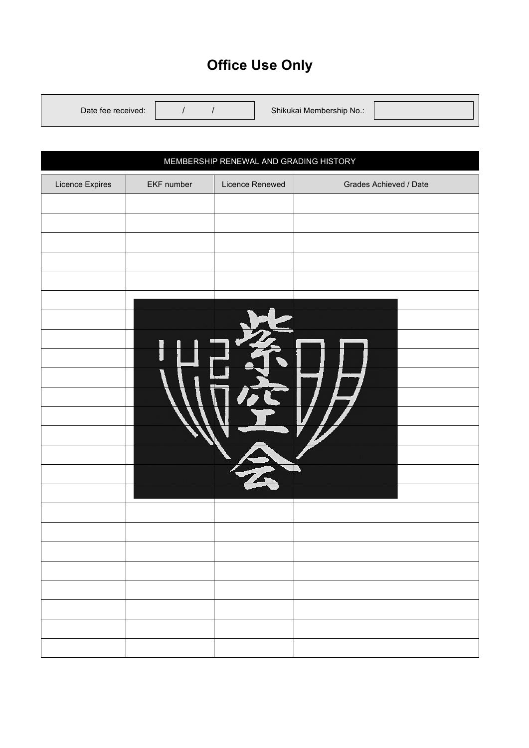# Office Use Only

| | | | |
|---|---|---|---|
| Date fee received: | / / | Shikukai Membership No.: | |

| MEMBERSHIP RENEWAL AND GRADING HISTORY | | | |
|---|---|---|---|
| Licence Expires | EKF number | Licence Renewed | Grades Achieved / Date |
| | | | |
| | | | |
| | | | |
| | | | |
| | | | |
| | | | |
| | | | |
| | | | |
| | | | |
| | | | |
| | | | |
| | | | |
| | | | |
| | | | |
| | | | |
| | | | |
| | | | |
| | | | |
| | | | |
| | | | |
| | | | |
| | | | |
| | | | |
| | | | |